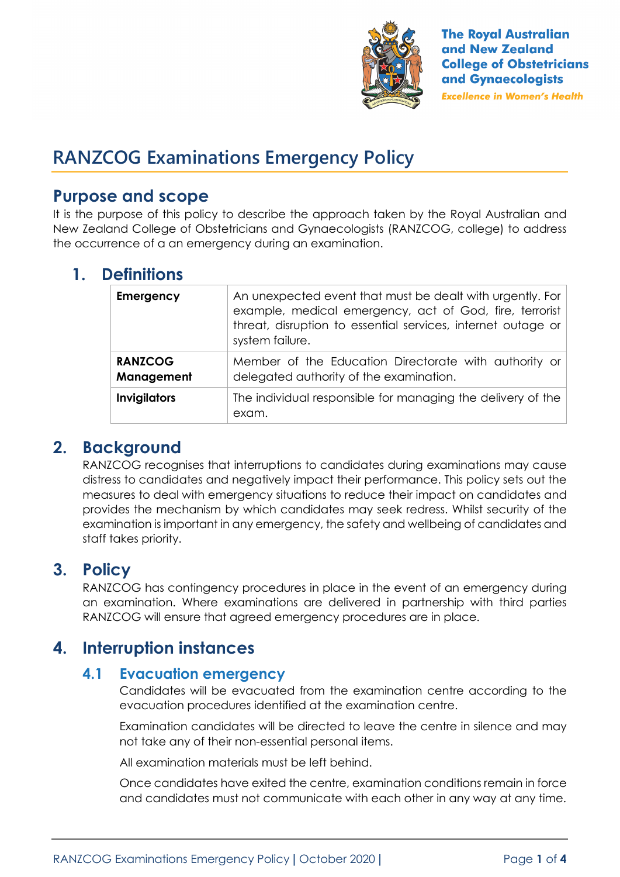The Royal Australian and New Zealand College of Obstetricians and Gynaecologists

*Excellence in Women's Health*

# RANZCOG Examinations Emergency Policy

## Purpose and scope

It is the purpose of this policy to describe the approach taken by the Royal Australian and New Zealand College of Obstetricians and Gynaecologists (RANZCOG, college) to address the occurrence of a an emergency during an examination.

## 1. Definitions

| | |
|---|---|
| **Emergency** | An unexpected event that must be dealt with urgently. For example, medical emergency, act of God, fire, terrorist threat, disruption to essential services, internet outage or system failure. |
| **RANZCOG Management** | Member of the Education Directorate with authority or delegated authority of the examination. |
| **Invigilators** | The individual responsible for managing the delivery of the exam. |

## 2. Background

RANZCOG recognises that interruptions to candidates during examinations may cause distress to candidates and negatively impact their performance. This policy sets out the measures to deal with emergency situations to reduce their impact on candidates and provides the mechanism by which candidates may seek redress. Whilst security of the examination is important in any emergency, the safety and wellbeing of candidates and staff takes priority.

## 3. Policy

RANZCOG has contingency procedures in place in the event of an emergency during an examination. Where examinations are delivered in partnership with third parties RANZCOG will ensure that agreed emergency procedures are in place.

## 4. Interruption instances

### 4.1 Evacuation emergency

Candidates will be evacuated from the examination centre according to the evacuation procedures identified at the examination centre.

Examination candidates will be directed to leave the centre in silence and may not take any of their non-essential personal items.

All examination materials must be left behind.

Once candidates have exited the centre, examination conditions remain in force and candidates must not communicate with each other in any way at any time.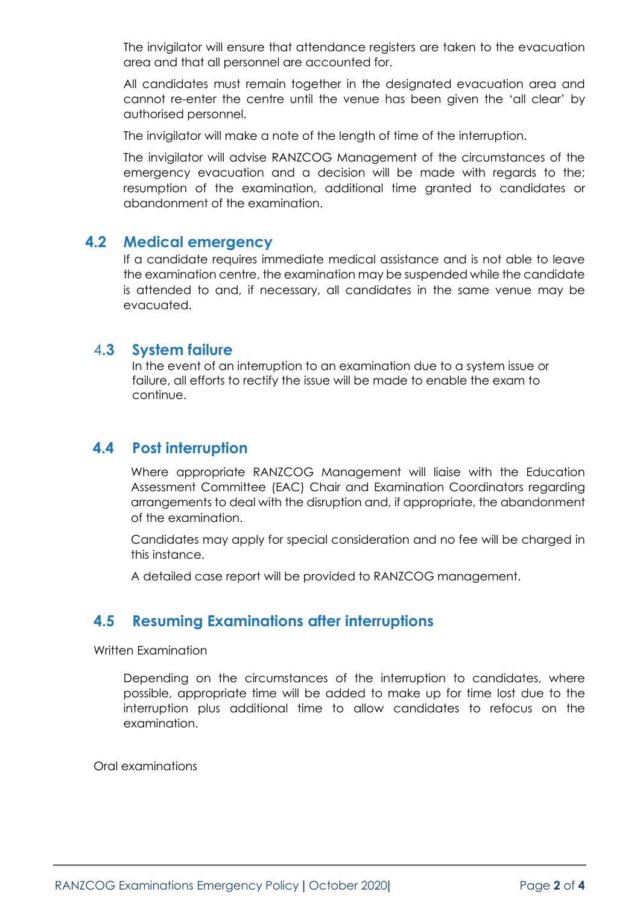The invigilator will ensure that attendance registers are taken to the evacuation area and that all personnel are accounted for.

All candidates must remain together in the designated evacuation area and cannot re-enter the centre until the venue has been given the 'all clear' by authorised personnel.

The invigilator will make a note of the length of time of the interruption.

The invigilator will advise RANZCOG Management of the circumstances of the emergency evacuation and a decision will be made with regards to the; resumption of the examination, additional time granted to candidates or abandonment of the examination.

## 4.2 Medical emergency

If a candidate requires immediate medical assistance and is not able to leave the examination centre, the examination may be suspended while the candidate is attended to and, if necessary, all candidates in the same venue may be evacuated.

## 4.3 System failure

In the event of an interruption to an examination due to a system issue or failure, all efforts to rectify the issue will be made to enable the exam to continue.

## 4.4 Post interruption

Where appropriate RANZCOG Management will liaise with the Education Assessment Committee (EAC) Chair and Examination Coordinators regarding arrangements to deal with the disruption and, if appropriate, the abandonment of the examination.

Candidates may apply for special consideration and no fee will be charged in this instance.

A detailed case report will be provided to RANZCOG management.

## 4.5 Resuming Examinations after interruptions

Written Examination

Depending on the circumstances of the interruption to candidates, where possible, appropriate time will be added to make up for time lost due to the interruption plus additional time to allow candidates to refocus on the examination.

Oral examinations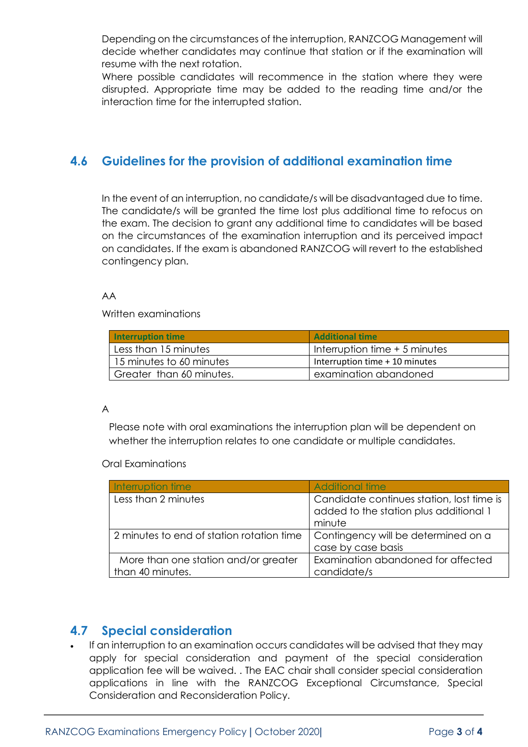Depending on the circumstances of the interruption, RANZCOG Management will decide whether candidates may continue that station or if the examination will resume with the next rotation.

Where possible candidates will recommence in the station where they were disrupted. Appropriate time may be added to the reading time and/or the interaction time for the interrupted station.

## 4.6 Guidelines for the provision of additional examination time

In the event of an interruption, no candidate/s will be disadvantaged due to time. The candidate/s will be granted the time lost plus additional time to refocus on the exam. The decision to grant any additional time to candidates will be based on the circumstances of the examination interruption and its perceived impact on candidates. If the exam is abandoned RANZCOG will revert to the established contingency plan.

AA

Written examinations

| Interruption time | Additional time |
| --- | --- |
| Less than 15 minutes | Interruption time + 5 minutes |
| 15 minutes to 60 minutes | Interruption time + 10 minutes |
| Greater than 60 minutes. | examination abandoned |

A

Please note with oral examinations the interruption plan will be dependent on whether the interruption relates to one candidate or multiple candidates.

Oral Examinations

| Interruption time | Additional time |
| --- | --- |
| Less than 2 minutes | Candidate continues station, lost time is added to the station plus additional 1 minute |
| 2 minutes to end of station rotation time | Contingency will be determined on a case by case basis |
| More than one station and/or greater than 40 minutes. | Examination abandoned for affected candidate/s |

## 4.7 Special consideration

- If an interruption to an examination occurs candidates will be advised that they may apply for special consideration and payment of the special consideration application fee will be waived. . The EAC chair shall consider special consideration applications in line with the RANZCOG Exceptional Circumstance, Special Consideration and Reconsideration Policy.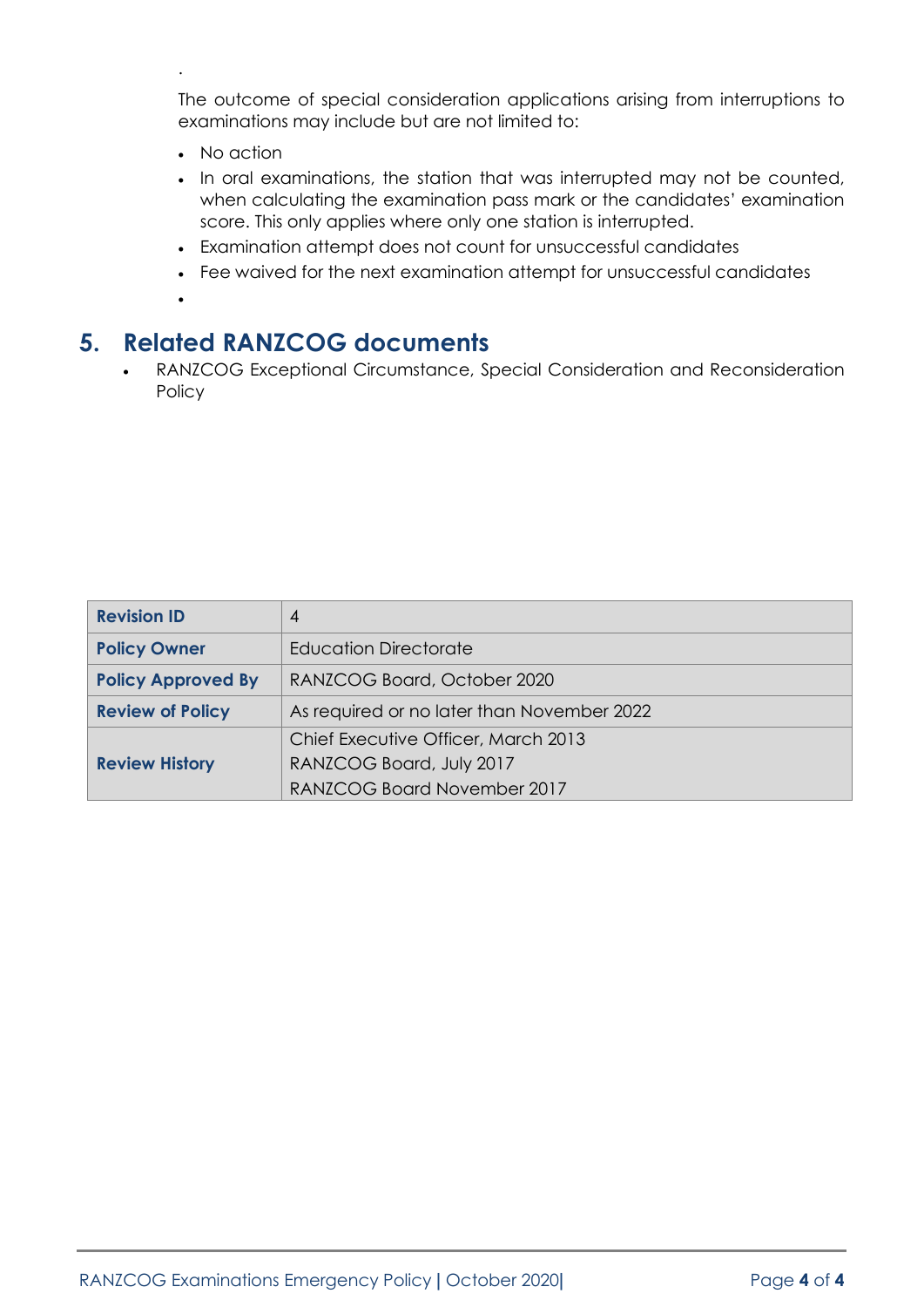.

The outcome of special consideration applications arising from interruptions to examinations may include but are not limited to:

- No action
- In oral examinations, the station that was interrupted may not be counted, when calculating the examination pass mark or the candidates' examination score. This only applies where only one station is interrupted.
- Examination attempt does not count for unsuccessful candidates
- Fee waived for the next examination attempt for unsuccessful candidates
-

## 5. Related RANZCOG documents

- RANZCOG Exceptional Circumstance, Special Consideration and Reconsideration Policy

| | |
|---|---|
| **Revision ID** | 4 |
| **Policy Owner** | Education Directorate |
| **Policy Approved By** | RANZCOG Board, October 2020 |
| **Review of Policy** | As required or no later than November 2022 |
| **Review History** | Chief Executive Officer, March 2013<br>RANZCOG Board, July 2017<br>RANZCOG Board November 2017 |